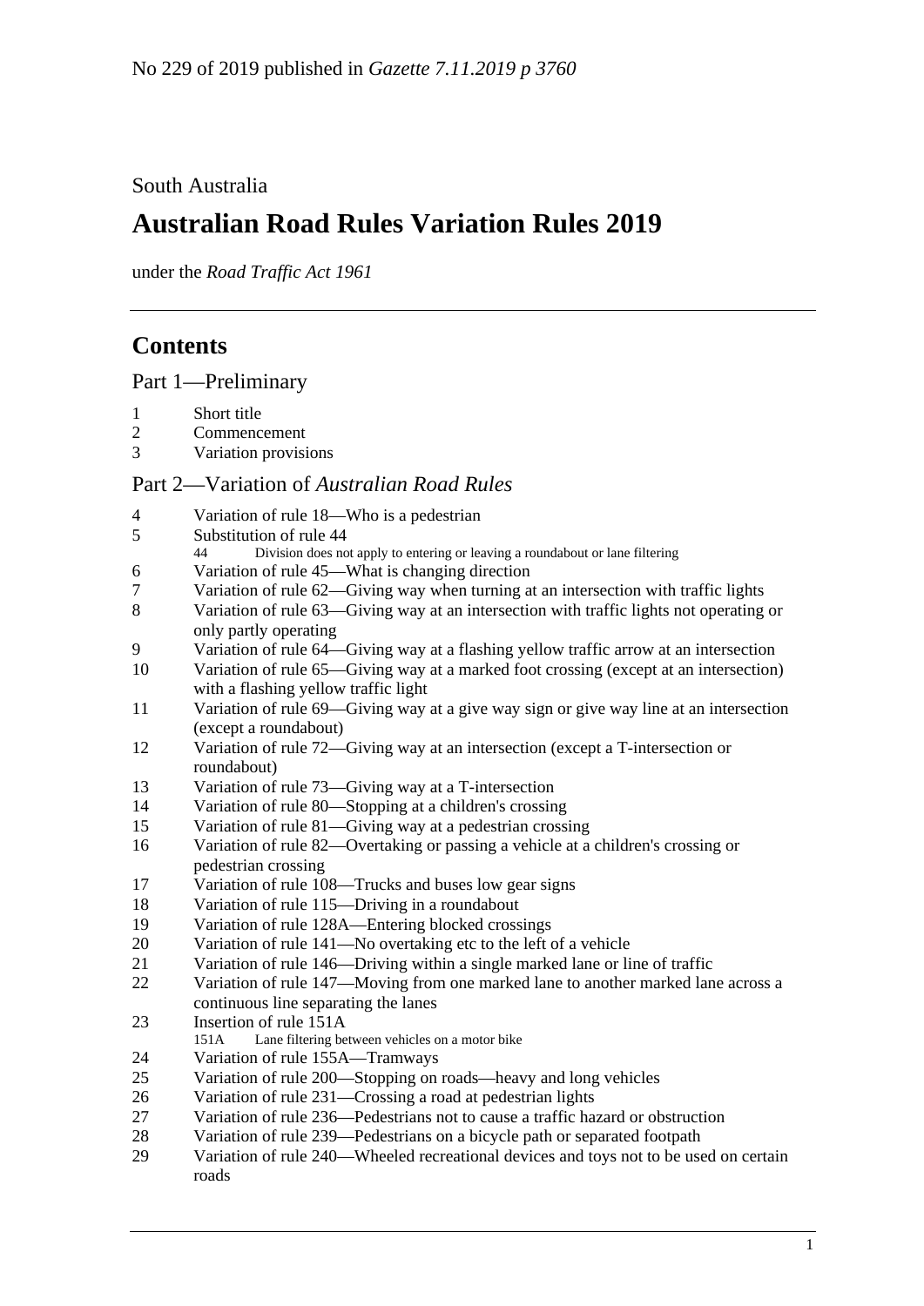No 229 of 2019 published in *Gazette 7.11.2019 p 3760*

South Australia

# Australian Road Rules Variation Rules 2019

under the *Road Traffic Act 1961*

## Contents

Part 1—Preliminary

1 Short title
2 Commencement
3 Variation provisions

Part 2—Variation of *Australian Road Rules*

4 Variation of rule 18—Who is a pedestrian
5 Substitution of rule 44
  44 Division does not apply to entering or leaving a roundabout or lane filtering
6 Variation of rule 45—What is changing direction
7 Variation of rule 62—Giving way when turning at an intersection with traffic lights
8 Variation of rule 63—Giving way at an intersection with traffic lights not operating or only partly operating
9 Variation of rule 64—Giving way at a flashing yellow traffic arrow at an intersection
10 Variation of rule 65—Giving way at a marked foot crossing (except at an intersection) with a flashing yellow traffic light
11 Variation of rule 69—Giving way at a give way sign or give way line at an intersection (except a roundabout)
12 Variation of rule 72—Giving way at an intersection (except a T-intersection or roundabout)
13 Variation of rule 73—Giving way at a T-intersection
14 Variation of rule 80—Stopping at a children's crossing
15 Variation of rule 81—Giving way at a pedestrian crossing
16 Variation of rule 82—Overtaking or passing a vehicle at a children's crossing or pedestrian crossing
17 Variation of rule 108—Trucks and buses low gear signs
18 Variation of rule 115—Driving in a roundabout
19 Variation of rule 128A—Entering blocked crossings
20 Variation of rule 141—No overtaking etc to the left of a vehicle
21 Variation of rule 146—Driving within a single marked lane or line of traffic
22 Variation of rule 147—Moving from one marked lane to another marked lane across a continuous line separating the lanes
23 Insertion of rule 151A
  151A Lane filtering between vehicles on a motor bike
24 Variation of rule 155A—Tramways
25 Variation of rule 200—Stopping on roads—heavy and long vehicles
26 Variation of rule 231—Crossing a road at pedestrian lights
27 Variation of rule 236—Pedestrians not to cause a traffic hazard or obstruction
28 Variation of rule 239—Pedestrians on a bicycle path or separated footpath
29 Variation of rule 240—Wheeled recreational devices and toys not to be used on certain roads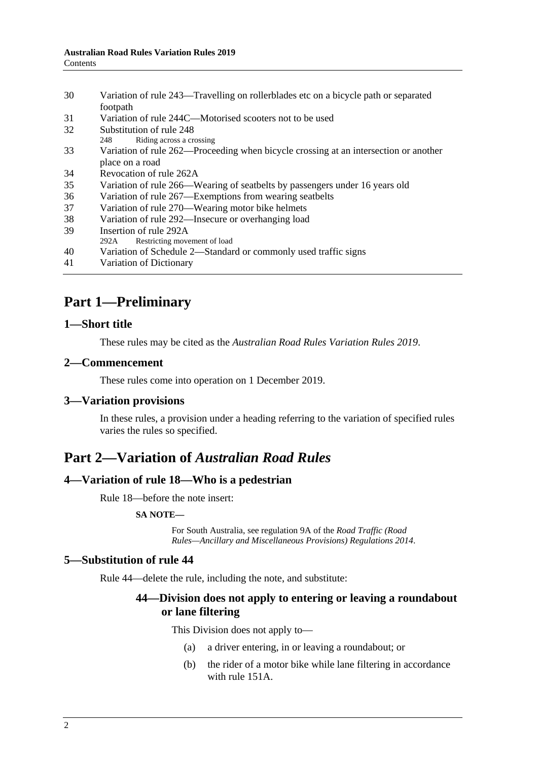30 Variation of rule 243—Travelling on rollerblades etc on a bicycle path or separated footpath
31 Variation of rule 244C—Motorised scooters not to be used
32 Substitution of rule 248
  248 Riding across a crossing
33 Variation of rule 262—Proceeding when bicycle crossing at an intersection or another place on a road
34 Revocation of rule 262A
35 Variation of rule 266—Wearing of seatbelts by passengers under 16 years old
36 Variation of rule 267—Exemptions from wearing seatbelts
37 Variation of rule 270—Wearing motor bike helmets
38 Variation of rule 292—Insecure or overhanging load
39 Insertion of rule 292A
  292A Restricting movement of load
40 Variation of Schedule 2—Standard or commonly used traffic signs
41 Variation of Dictionary

# Part 1—Preliminary

## 1—Short title

These rules may be cited as the *Australian Road Rules Variation Rules 2019*.

## 2—Commencement

These rules come into operation on 1 December 2019.

## 3—Variation provisions

In these rules, a provision under a heading referring to the variation of specified rules varies the rules so specified.

# Part 2—Variation of *Australian Road Rules*

## 4—Variation of rule 18—Who is a pedestrian

Rule 18—before the note insert:

**SA NOTE—**

For South Australia, see regulation 9A of the *Road Traffic (Road Rules—Ancillary and Miscellaneous Provisions) Regulations 2014*.

## 5—Substitution of rule 44

Rule 44—delete the rule, including the note, and substitute:

### 44—Division does not apply to entering or leaving a roundabout or lane filtering

This Division does not apply to—

(a) a driver entering, in or leaving a roundabout; or

(b) the rider of a motor bike while lane filtering in accordance with rule 151A.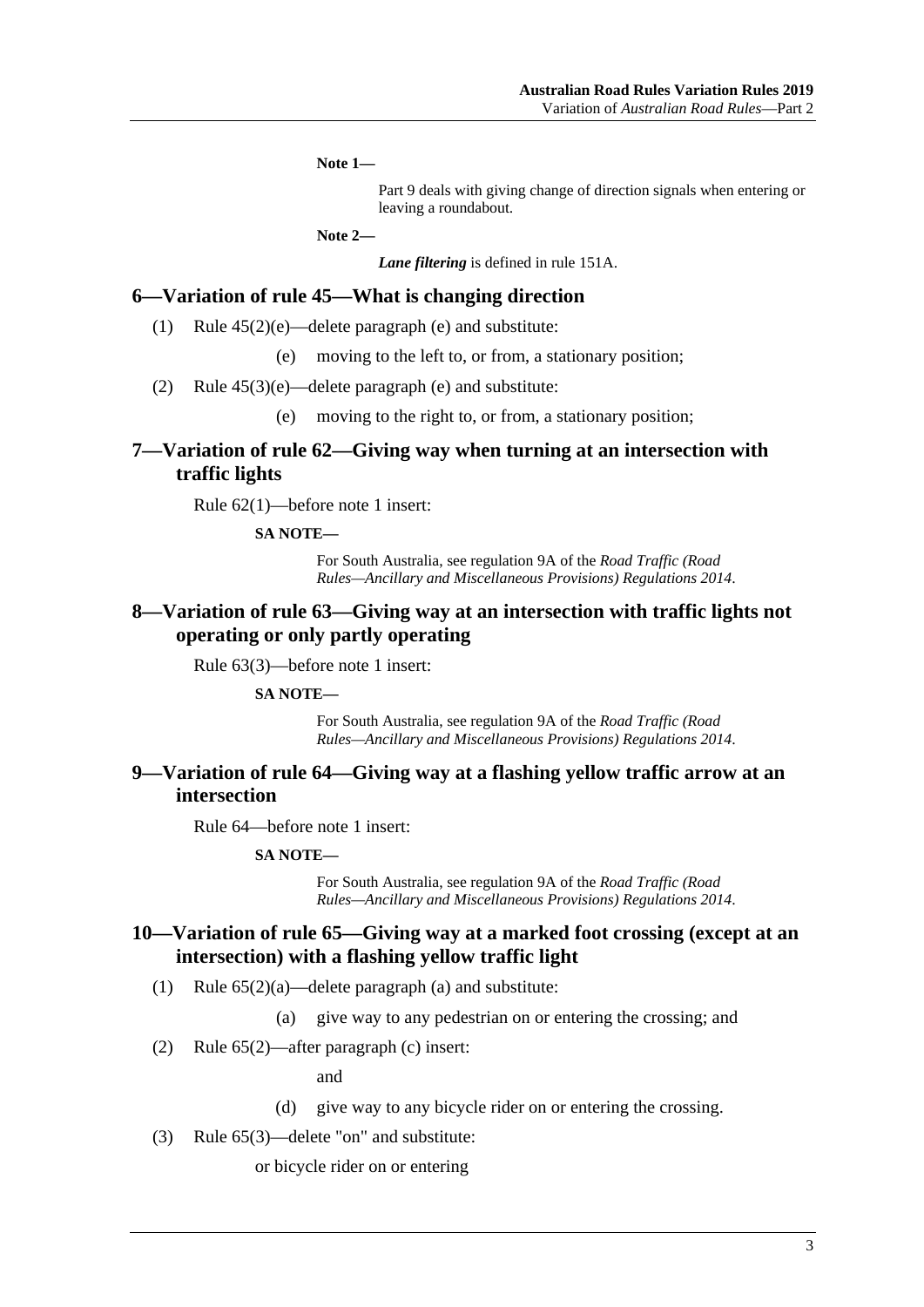**Note 1—**

Part 9 deals with giving change of direction signals when entering or leaving a roundabout.

**Note 2—**

***Lane filtering*** is defined in rule 151A.

## 6—Variation of rule 45—What is changing direction

(1) Rule 45(2)(e)—delete paragraph (e) and substitute:

(e) moving to the left to, or from, a stationary position;

(2) Rule 45(3)(e)—delete paragraph (e) and substitute:

(e) moving to the right to, or from, a stationary position;

## 7—Variation of rule 62—Giving way when turning at an intersection with traffic lights

Rule 62(1)—before note 1 insert:

**SA NOTE—**

For South Australia, see regulation 9A of the *Road Traffic (Road Rules—Ancillary and Miscellaneous Provisions) Regulations 2014*.

## 8—Variation of rule 63—Giving way at an intersection with traffic lights not operating or only partly operating

Rule 63(3)—before note 1 insert:

**SA NOTE—**

For South Australia, see regulation 9A of the *Road Traffic (Road Rules—Ancillary and Miscellaneous Provisions) Regulations 2014*.

## 9—Variation of rule 64—Giving way at a flashing yellow traffic arrow at an intersection

Rule 64—before note 1 insert:

**SA NOTE—**

For South Australia, see regulation 9A of the *Road Traffic (Road Rules—Ancillary and Miscellaneous Provisions) Regulations 2014*.

## 10—Variation of rule 65—Giving way at a marked foot crossing (except at an intersection) with a flashing yellow traffic light

(1) Rule 65(2)(a)—delete paragraph (a) and substitute:

(a) give way to any pedestrian on or entering the crossing; and

(2) Rule 65(2)—after paragraph (c) insert:

and

(d) give way to any bicycle rider on or entering the crossing.

(3) Rule 65(3)—delete "on" and substitute:

or bicycle rider on or entering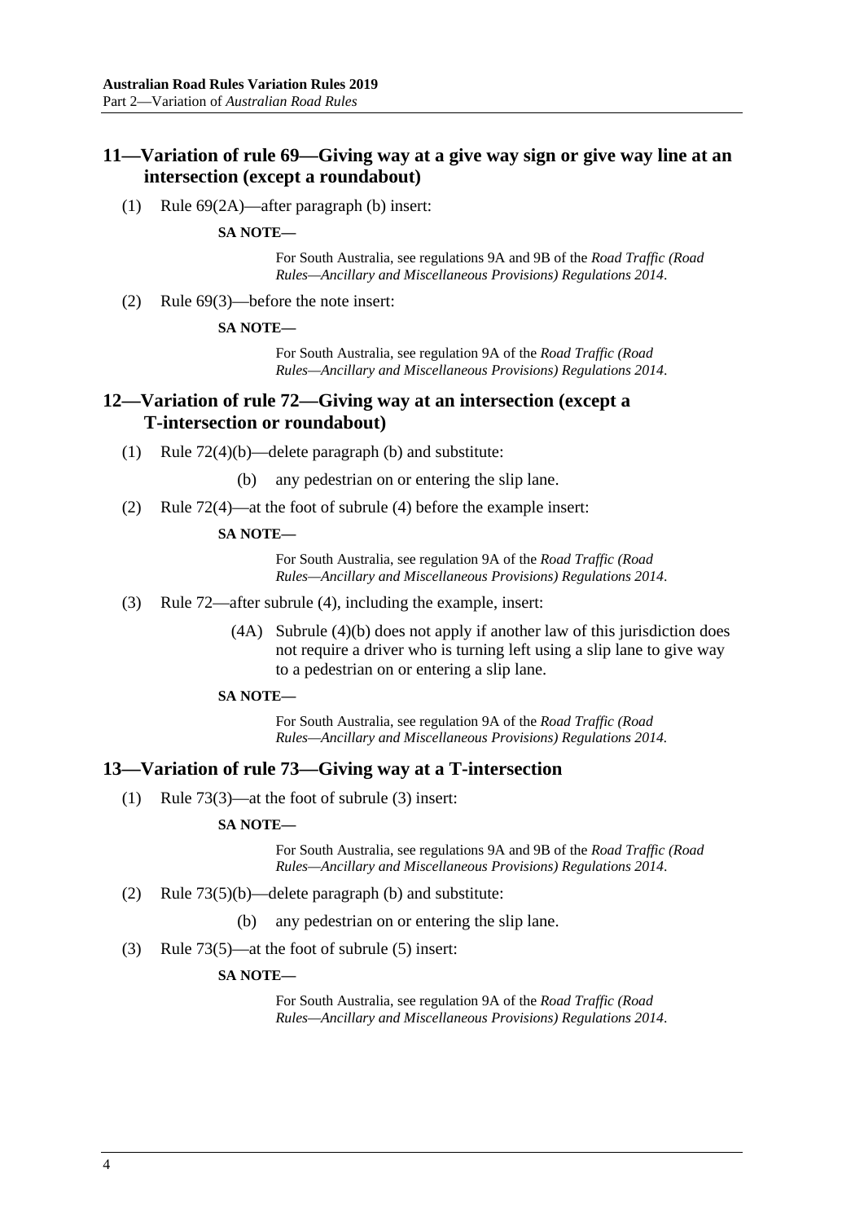## 11—Variation of rule 69—Giving way at a give way sign or give way line at an intersection (except a roundabout)

(1) Rule 69(2A)—after paragraph (b) insert:

**SA NOTE—**

For South Australia, see regulations 9A and 9B of the *Road Traffic (Road Rules—Ancillary and Miscellaneous Provisions) Regulations 2014*.

(2) Rule 69(3)—before the note insert:

**SA NOTE—**

For South Australia, see regulation 9A of the *Road Traffic (Road Rules—Ancillary and Miscellaneous Provisions) Regulations 2014*.

## 12—Variation of rule 72—Giving way at an intersection (except a T-intersection or roundabout)

(1) Rule 72(4)(b)—delete paragraph (b) and substitute:

(b) any pedestrian on or entering the slip lane.

(2) Rule 72(4)—at the foot of subrule (4) before the example insert:

**SA NOTE—**

For South Australia, see regulation 9A of the *Road Traffic (Road Rules—Ancillary and Miscellaneous Provisions) Regulations 2014*.

(3) Rule 72—after subrule (4), including the example, insert:

(4A) Subrule (4)(b) does not apply if another law of this jurisdiction does not require a driver who is turning left using a slip lane to give way to a pedestrian on or entering a slip lane.

**SA NOTE—**

For South Australia, see regulation 9A of the *Road Traffic (Road Rules—Ancillary and Miscellaneous Provisions) Regulations 2014.*

## 13—Variation of rule 73—Giving way at a T-intersection

(1) Rule 73(3)—at the foot of subrule (3) insert:

**SA NOTE—**

For South Australia, see regulations 9A and 9B of the *Road Traffic (Road Rules—Ancillary and Miscellaneous Provisions) Regulations 2014*.

(2) Rule 73(5)(b)—delete paragraph (b) and substitute:

(b) any pedestrian on or entering the slip lane.

(3) Rule 73(5)—at the foot of subrule (5) insert:

**SA NOTE—**

For South Australia, see regulation 9A of the *Road Traffic (Road Rules—Ancillary and Miscellaneous Provisions) Regulations 2014*.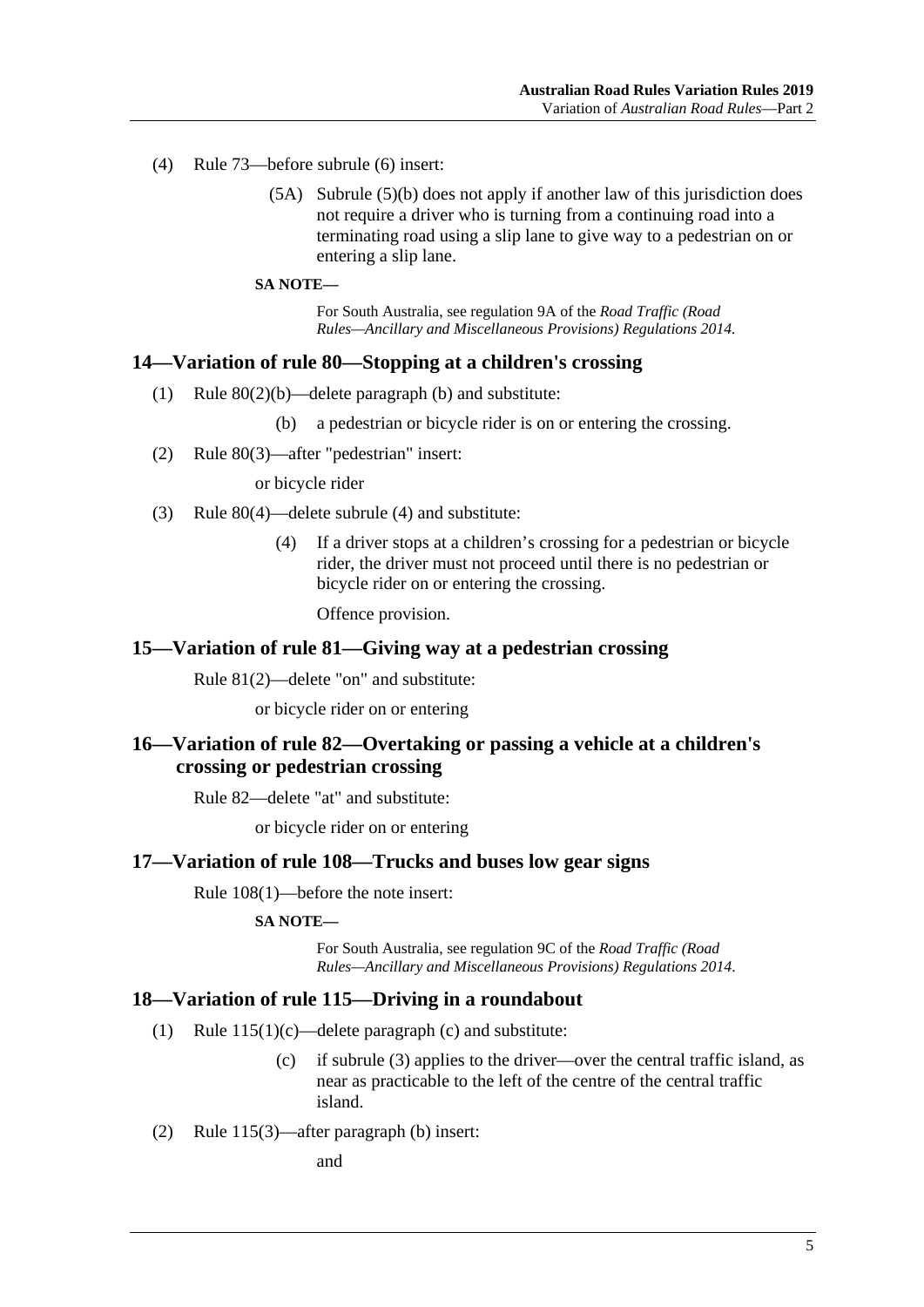(4) Rule 73—before subrule (6) insert:

> (5A) Subrule (5)(b) does not apply if another law of this jurisdiction does not require a driver who is turning from a continuing road into a terminating road using a slip lane to give way to a pedestrian on or entering a slip lane.

**SA NOTE—**

For South Australia, see regulation 9A of the *Road Traffic (Road Rules—Ancillary and Miscellaneous Provisions) Regulations 2014*.

## 14—Variation of rule 80—Stopping at a children's crossing

(1) Rule 80(2)(b)—delete paragraph (b) and substitute:

> (b) a pedestrian or bicycle rider is on or entering the crossing.

(2) Rule 80(3)—after "pedestrian" insert:

> or bicycle rider

(3) Rule 80(4)—delete subrule (4) and substitute:

> (4) If a driver stops at a children's crossing for a pedestrian or bicycle rider, the driver must not proceed until there is no pedestrian or bicycle rider on or entering the crossing.
>
> Offence provision.

## 15—Variation of rule 81—Giving way at a pedestrian crossing

Rule 81(2)—delete "on" and substitute:

> or bicycle rider on or entering

## 16—Variation of rule 82—Overtaking or passing a vehicle at a children's crossing or pedestrian crossing

Rule 82—delete "at" and substitute:

> or bicycle rider on or entering

## 17—Variation of rule 108—Trucks and buses low gear signs

Rule 108(1)—before the note insert:

**SA NOTE—**

For South Australia, see regulation 9C of the *Road Traffic (Road Rules—Ancillary and Miscellaneous Provisions) Regulations 2014*.

## 18—Variation of rule 115—Driving in a roundabout

(1) Rule 115(1)(c)—delete paragraph (c) and substitute:

> (c) if subrule (3) applies to the driver—over the central traffic island, as near as practicable to the left of the centre of the central traffic island.

(2) Rule 115(3)—after paragraph (b) insert:

> and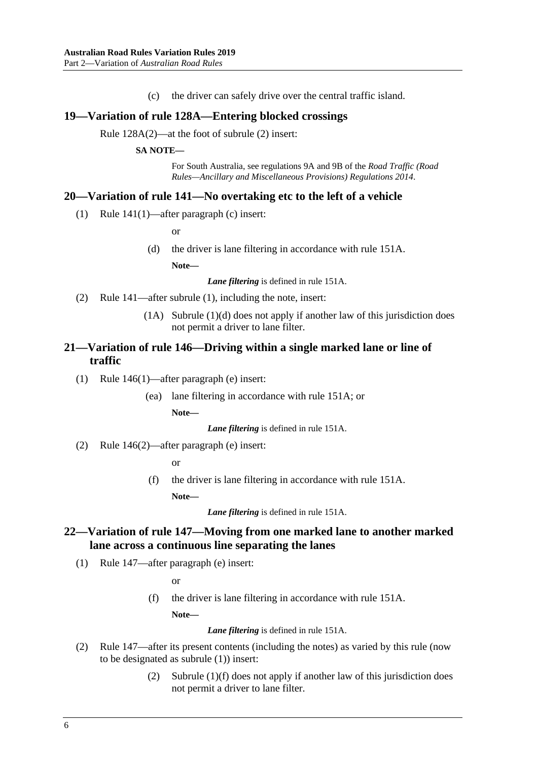(c) the driver can safely drive over the central traffic island.

## 19—Variation of rule 128A—Entering blocked crossings

Rule 128A(2)—at the foot of subrule (2) insert:

**SA NOTE—**

For South Australia, see regulations 9A and 9B of the *Road Traffic (Road Rules—Ancillary and Miscellaneous Provisions) Regulations 2014*.

## 20—Variation of rule 141—No overtaking etc to the left of a vehicle

(1) Rule 141(1)—after paragraph (c) insert:

or

(d) the driver is lane filtering in accordance with rule 151A.

**Note—**

***Lane filtering*** is defined in rule 151A.

(2) Rule 141—after subrule (1), including the note, insert:

(1A) Subrule (1)(d) does not apply if another law of this jurisdiction does not permit a driver to lane filter.

## 21—Variation of rule 146—Driving within a single marked lane or line of traffic

(1) Rule 146(1)—after paragraph (e) insert:

(ea) lane filtering in accordance with rule 151A; or

**Note—**

***Lane filtering*** is defined in rule 151A.

(2) Rule 146(2)—after paragraph (e) insert:

or

(f) the driver is lane filtering in accordance with rule 151A.

**Note—**

***Lane filtering*** is defined in rule 151A.

## 22—Variation of rule 147—Moving from one marked lane to another marked lane across a continuous line separating the lanes

(1) Rule 147—after paragraph (e) insert:

or

(f) the driver is lane filtering in accordance with rule 151A.

**Note—**

***Lane filtering*** is defined in rule 151A.

(2) Rule 147—after its present contents (including the notes) as varied by this rule (now to be designated as subrule (1)) insert:

(2) Subrule (1)(f) does not apply if another law of this jurisdiction does not permit a driver to lane filter.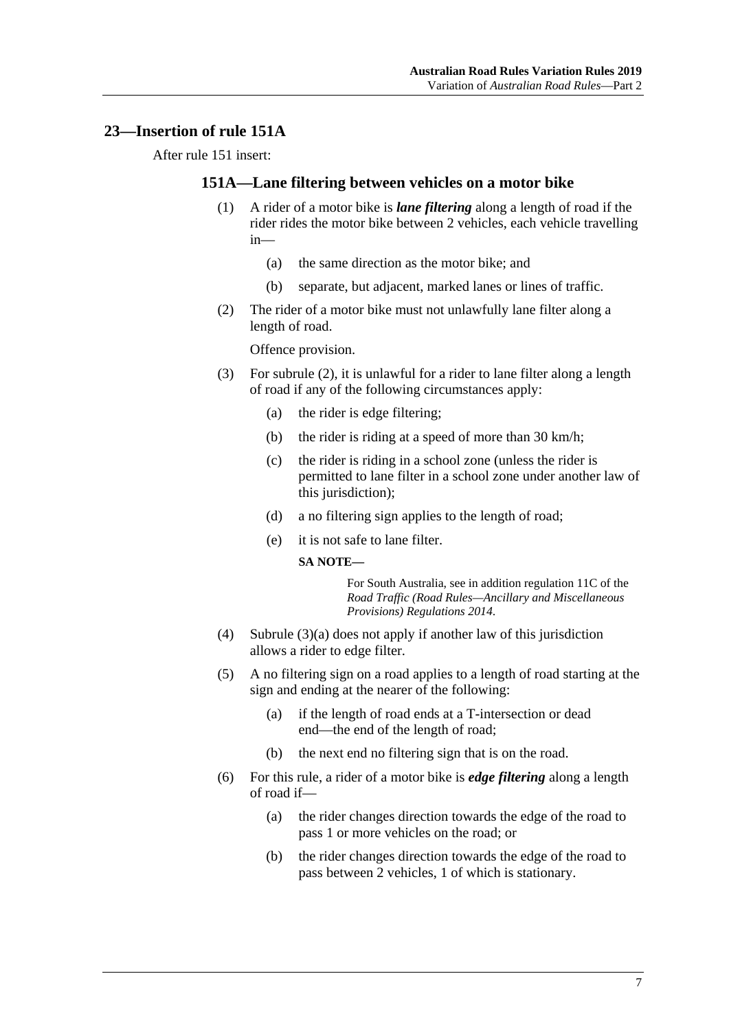## 23—Insertion of rule 151A

After rule 151 insert:

### 151A—Lane filtering between vehicles on a motor bike

(1) A rider of a motor bike is ***lane filtering*** along a length of road if the rider rides the motor bike between 2 vehicles, each vehicle travelling in—

(a) the same direction as the motor bike; and

(b) separate, but adjacent, marked lanes or lines of traffic.

(2) The rider of a motor bike must not unlawfully lane filter along a length of road.

Offence provision.

(3) For subrule (2), it is unlawful for a rider to lane filter along a length of road if any of the following circumstances apply:

(a) the rider is edge filtering;

(b) the rider is riding at a speed of more than 30 km/h;

(c) the rider is riding in a school zone (unless the rider is permitted to lane filter in a school zone under another law of this jurisdiction);

(d) a no filtering sign applies to the length of road;

(e) it is not safe to lane filter.

**SA NOTE—**

For South Australia, see in addition regulation 11C of the *Road Traffic (Road Rules—Ancillary and Miscellaneous Provisions) Regulations 2014*.

(4) Subrule (3)(a) does not apply if another law of this jurisdiction allows a rider to edge filter.

(5) A no filtering sign on a road applies to a length of road starting at the sign and ending at the nearer of the following:

(a) if the length of road ends at a T-intersection or dead end—the end of the length of road;

(b) the next end no filtering sign that is on the road.

(6) For this rule, a rider of a motor bike is ***edge filtering*** along a length of road if—

(a) the rider changes direction towards the edge of the road to pass 1 or more vehicles on the road; or

(b) the rider changes direction towards the edge of the road to pass between 2 vehicles, 1 of which is stationary.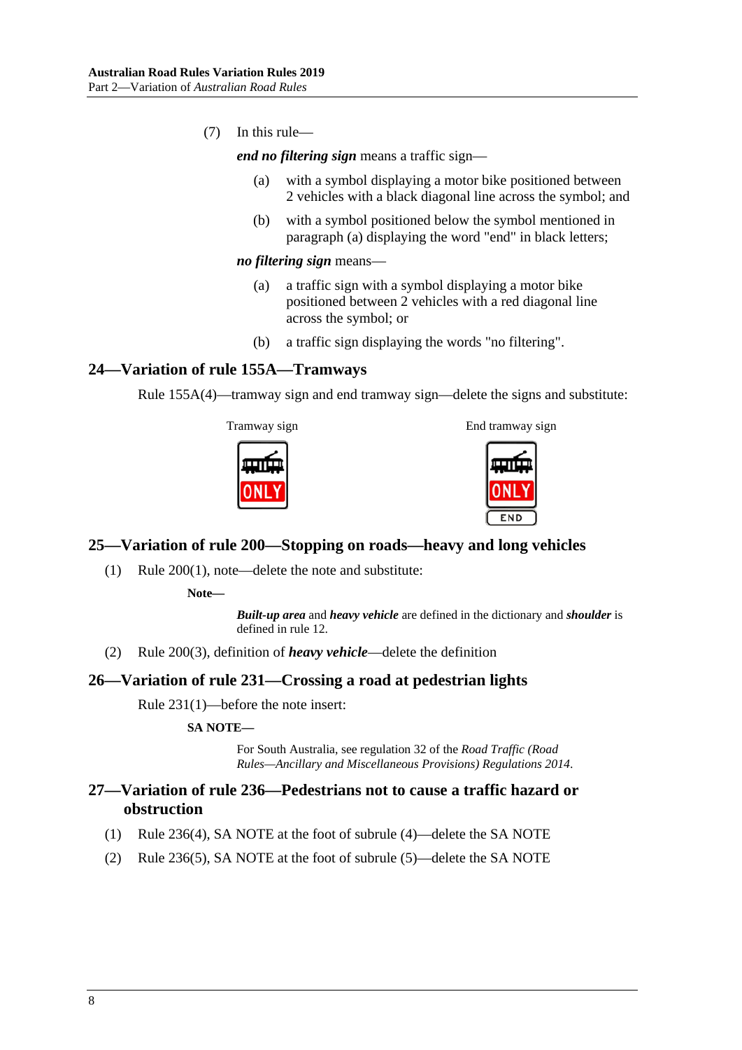(7) In this rule—

***end no filtering sign*** means a traffic sign—

(a) with a symbol displaying a motor bike positioned between 2 vehicles with a black diagonal line across the symbol; and

(b) with a symbol positioned below the symbol mentioned in paragraph (a) displaying the word "end" in black letters;

***no filtering sign*** means—

(a) a traffic sign with a symbol displaying a motor bike positioned between 2 vehicles with a red diagonal line across the symbol; or

(b) a traffic sign displaying the words "no filtering".

## 24—Variation of rule 155A—Tramways

Rule 155A(4)—tramway sign and end tramway sign—delete the signs and substitute:

Tramway sign

ONLY

End tramway sign

ONLY

END

## 25—Variation of rule 200—Stopping on roads—heavy and long vehicles

(1) Rule 200(1), note—delete the note and substitute:

**Note—**

***Built-up area*** and ***heavy vehicle*** are defined in the dictionary and ***shoulder*** is defined in rule 12.

(2) Rule 200(3), definition of ***heavy vehicle***—delete the definition

## 26—Variation of rule 231—Crossing a road at pedestrian lights

Rule 231(1)—before the note insert:

**SA NOTE—**

For South Australia, see regulation 32 of the *Road Traffic (Road Rules—Ancillary and Miscellaneous Provisions) Regulations 2014*.

## 27—Variation of rule 236—Pedestrians not to cause a traffic hazard or obstruction

(1) Rule 236(4), SA NOTE at the foot of subrule (4)—delete the SA NOTE

(2) Rule 236(5), SA NOTE at the foot of subrule (5)—delete the SA NOTE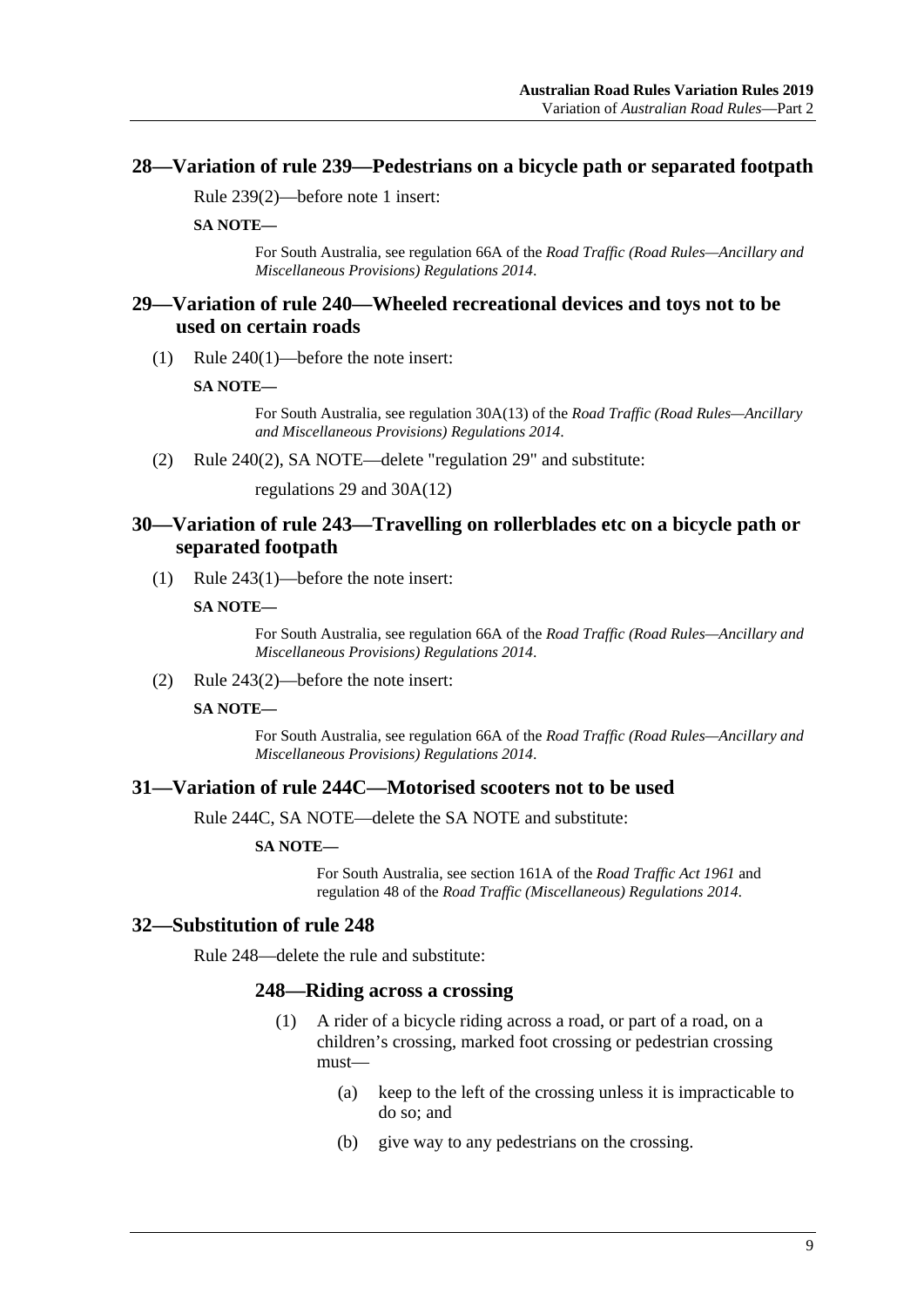## 28—Variation of rule 239—Pedestrians on a bicycle path or separated footpath

Rule 239(2)—before note 1 insert:

**SA NOTE—**

> For South Australia, see regulation 66A of the *Road Traffic (Road Rules—Ancillary and Miscellaneous Provisions) Regulations 2014*.

## 29—Variation of rule 240—Wheeled recreational devices and toys not to be used on certain roads

(1) Rule 240(1)—before the note insert:

**SA NOTE—**

> For South Australia, see regulation 30A(13) of the *Road Traffic (Road Rules—Ancillary and Miscellaneous Provisions) Regulations 2014*.

(2) Rule 240(2), SA NOTE—delete "regulation 29" and substitute:

regulations 29 and 30A(12)

## 30—Variation of rule 243—Travelling on rollerblades etc on a bicycle path or separated footpath

(1) Rule 243(1)—before the note insert:

**SA NOTE—**

> For South Australia, see regulation 66A of the *Road Traffic (Road Rules—Ancillary and Miscellaneous Provisions) Regulations 2014*.

(2) Rule 243(2)—before the note insert:

**SA NOTE—**

> For South Australia, see regulation 66A of the *Road Traffic (Road Rules—Ancillary and Miscellaneous Provisions) Regulations 2014*.

## 31—Variation of rule 244C—Motorised scooters not to be used

Rule 244C, SA NOTE—delete the SA NOTE and substitute:

**SA NOTE—**

> For South Australia, see section 161A of the *Road Traffic Act 1961* and regulation 48 of the *Road Traffic (Miscellaneous) Regulations 2014*.

## 32—Substitution of rule 248

Rule 248—delete the rule and substitute:

### 248—Riding across a crossing

(1) A rider of a bicycle riding across a road, or part of a road, on a children's crossing, marked foot crossing or pedestrian crossing must—

(a) keep to the left of the crossing unless it is impracticable to do so; and

(b) give way to any pedestrians on the crossing.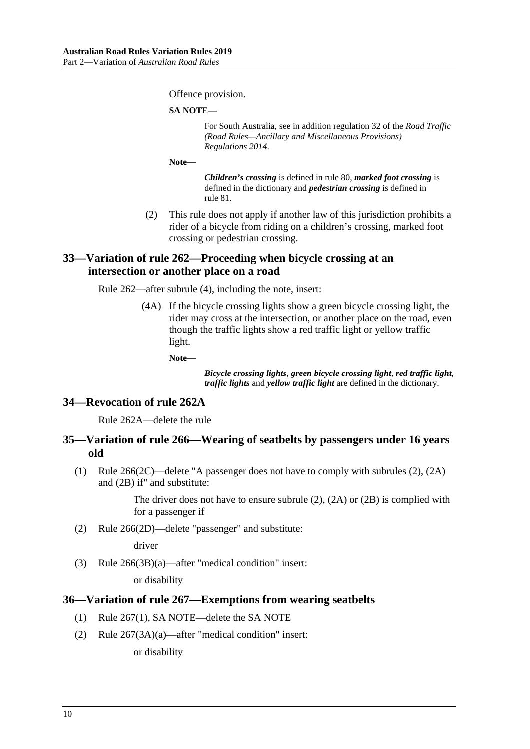Offence provision.

**SA NOTE—**

For South Australia, see in addition regulation 32 of the *Road Traffic (Road Rules—Ancillary and Miscellaneous Provisions) Regulations 2014*.

**Note—**

***Children's crossing*** is defined in rule 80, ***marked foot crossing*** is defined in the dictionary and ***pedestrian crossing*** is defined in rule 81.

(2) This rule does not apply if another law of this jurisdiction prohibits a rider of a bicycle from riding on a children's crossing, marked foot crossing or pedestrian crossing.

## 33—Variation of rule 262—Proceeding when bicycle crossing at an intersection or another place on a road

Rule 262—after subrule (4), including the note, insert:

(4A) If the bicycle crossing lights show a green bicycle crossing light, the rider may cross at the intersection, or another place on the road, even though the traffic lights show a red traffic light or yellow traffic light.

**Note—**

***Bicycle crossing lights***, ***green bicycle crossing light***, ***red traffic light***, ***traffic lights*** and ***yellow traffic light*** are defined in the dictionary.

## 34—Revocation of rule 262A

Rule 262A—delete the rule

## 35—Variation of rule 266—Wearing of seatbelts by passengers under 16 years old

(1) Rule 266(2C)—delete "A passenger does not have to comply with subrules (2), (2A) and (2B) if" and substitute:

The driver does not have to ensure subrule (2), (2A) or (2B) is complied with for a passenger if

(2) Rule 266(2D)—delete "passenger" and substitute:

driver

(3) Rule 266(3B)(a)—after "medical condition" insert:

or disability

## 36—Variation of rule 267—Exemptions from wearing seatbelts

(1) Rule 267(1), SA NOTE—delete the SA NOTE

(2) Rule 267(3A)(a)—after "medical condition" insert:

or disability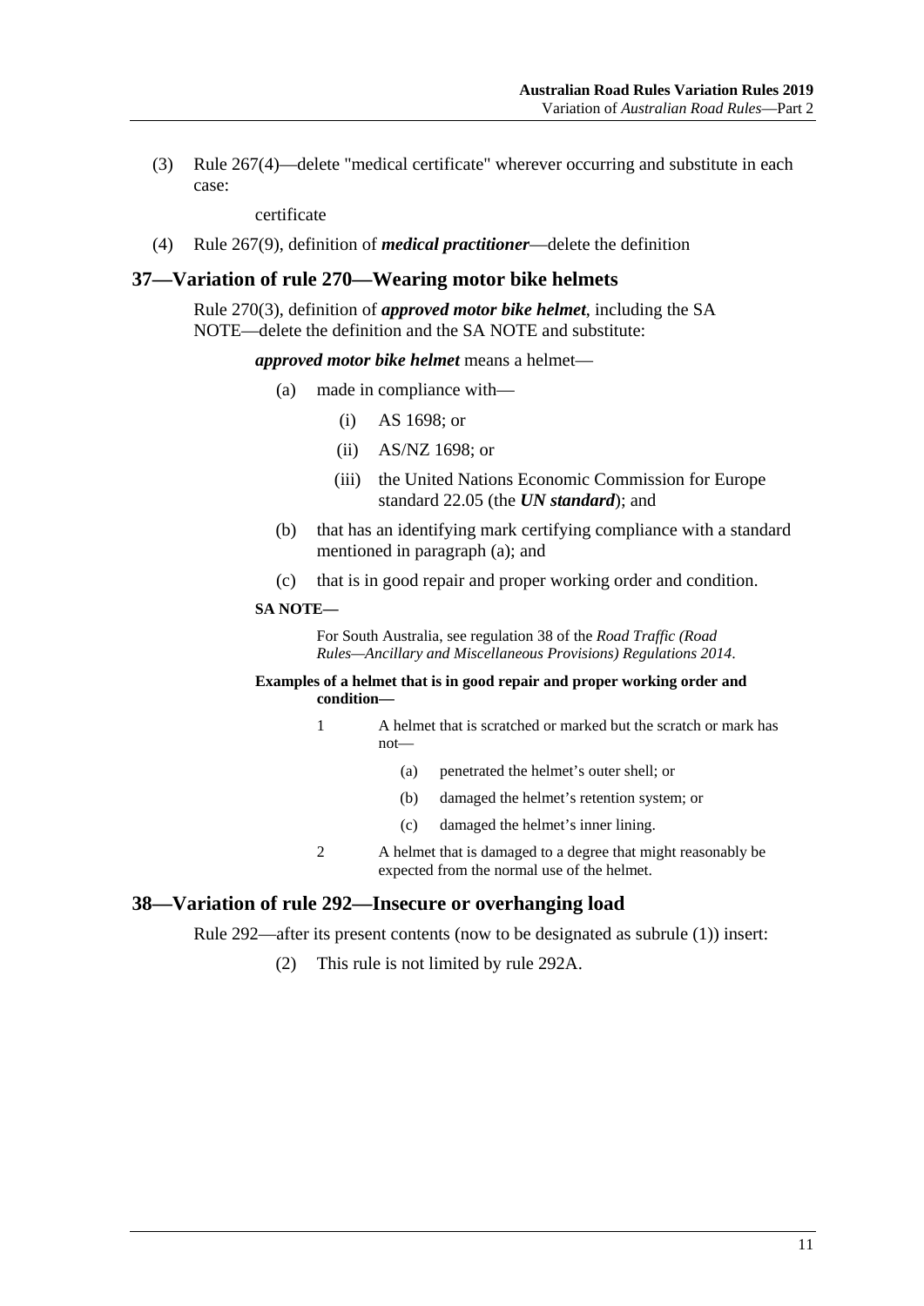(3) Rule 267(4)—delete "medical certificate" wherever occurring and substitute in each case:

certificate

(4) Rule 267(9), definition of ***medical practitioner***—delete the definition

## 37—Variation of rule 270—Wearing motor bike helmets

Rule 270(3), definition of ***approved motor bike helmet***, including the SA NOTE—delete the definition and the SA NOTE and substitute:

***approved motor bike helmet*** means a helmet—

- (a) made in compliance with—
  - (i) AS 1698; or
  - (ii) AS/NZ 1698; or
  - (iii) the United Nations Economic Commission for Europe standard 22.05 (the ***UN standard***); and
- (b) that has an identifying mark certifying compliance with a standard mentioned in paragraph (a); and
- (c) that is in good repair and proper working order and condition.

**SA NOTE—**

For South Australia, see regulation 38 of the *Road Traffic (Road Rules—Ancillary and Miscellaneous Provisions) Regulations 2014*.

**Examples of a helmet that is in good repair and proper working order and condition—**

1 A helmet that is scratched or marked but the scratch or mark has not—

- (a) penetrated the helmet's outer shell; or
- (b) damaged the helmet's retention system; or
- (c) damaged the helmet's inner lining.

2 A helmet that is damaged to a degree that might reasonably be expected from the normal use of the helmet.

## 38—Variation of rule 292—Insecure or overhanging load

Rule 292—after its present contents (now to be designated as subrule (1)) insert:

(2) This rule is not limited by rule 292A.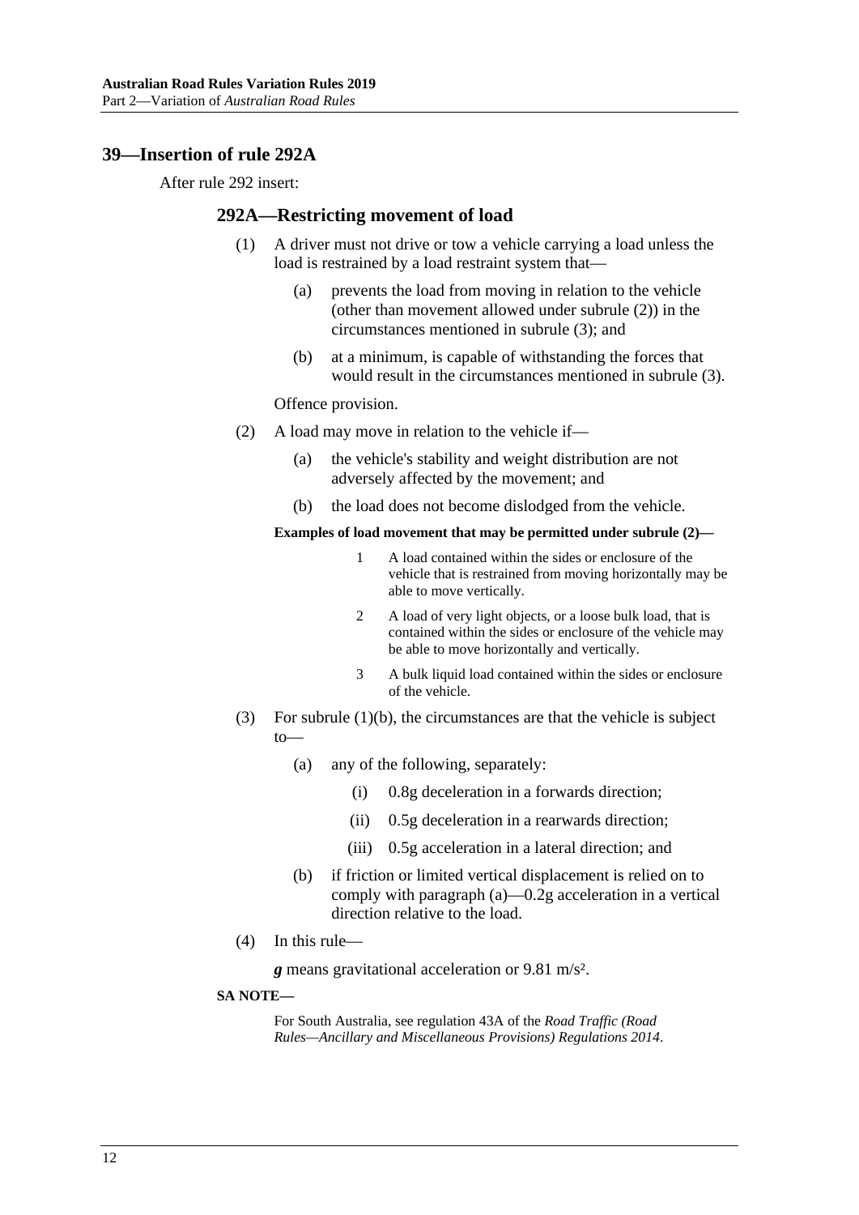## 39—Insertion of rule 292A

After rule 292 insert:

### 292A—Restricting movement of load

(1) A driver must not drive or tow a vehicle carrying a load unless the load is restrained by a load restraint system that—

(a) prevents the load from moving in relation to the vehicle (other than movement allowed under subrule (2)) in the circumstances mentioned in subrule (3); and

(b) at a minimum, is capable of withstanding the forces that would result in the circumstances mentioned in subrule (3).

Offence provision.

(2) A load may move in relation to the vehicle if—

(a) the vehicle's stability and weight distribution are not adversely affected by the movement; and

(b) the load does not become dislodged from the vehicle.

**Examples of load movement that may be permitted under subrule (2)—**

1 A load contained within the sides or enclosure of the vehicle that is restrained from moving horizontally may be able to move vertically.

2 A load of very light objects, or a loose bulk load, that is contained within the sides or enclosure of the vehicle may be able to move horizontally and vertically.

3 A bulk liquid load contained within the sides or enclosure of the vehicle.

(3) For subrule (1)(b), the circumstances are that the vehicle is subject to—

(a) any of the following, separately:

(i) 0.8g deceleration in a forwards direction;

(ii) 0.5g deceleration in a rearwards direction;

(iii) 0.5g acceleration in a lateral direction; and

(b) if friction or limited vertical displacement is relied on to comply with paragraph (a)—0.2g acceleration in a vertical direction relative to the load.

(4) In this rule—

***g*** means gravitational acceleration or 9.81 m/s².

**SA NOTE—**

For South Australia, see regulation 43A of the *Road Traffic (Road Rules—Ancillary and Miscellaneous Provisions) Regulations 2014*.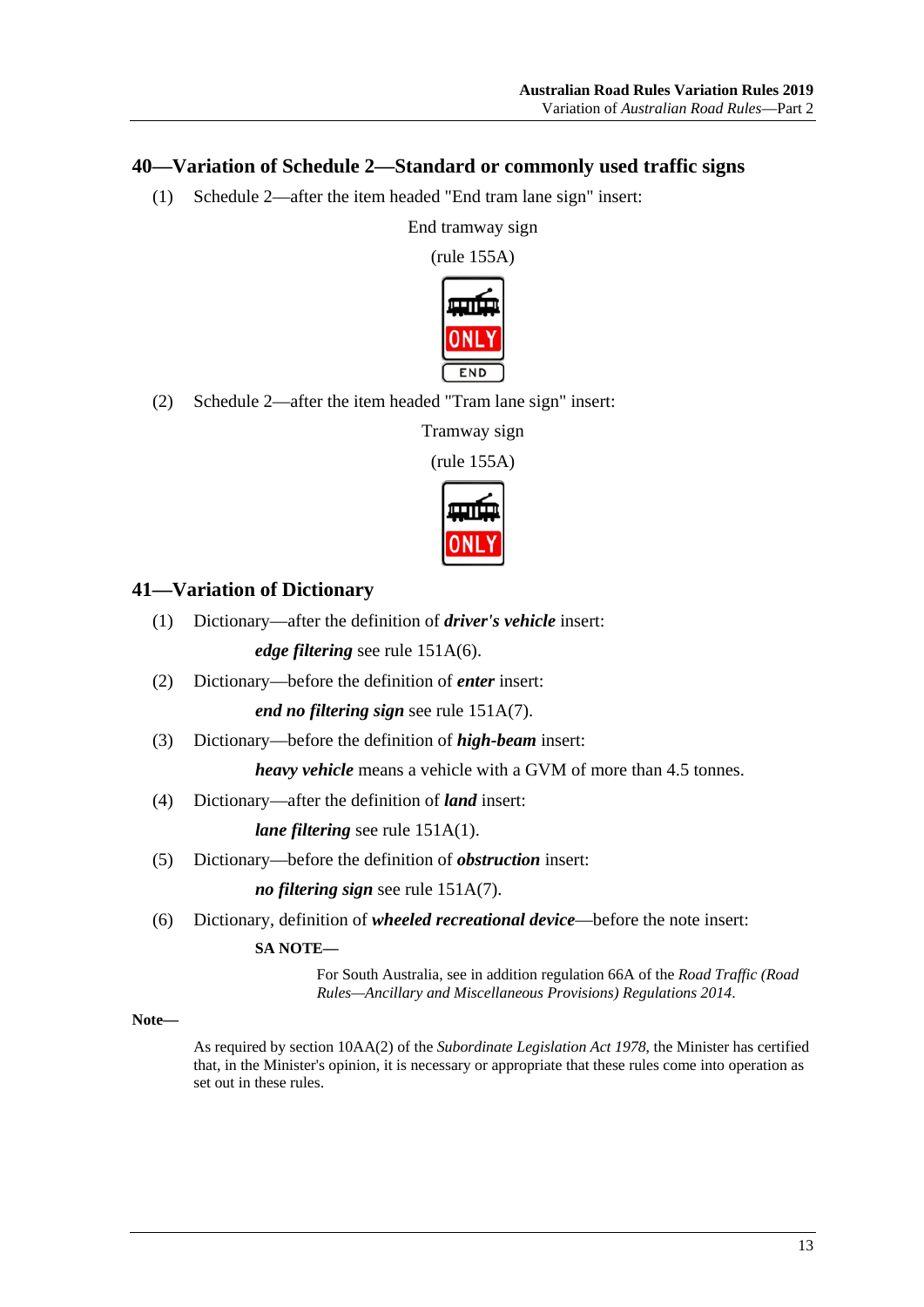## 40—Variation of Schedule 2—Standard or commonly used traffic signs

(1) Schedule 2—after the item headed "End tram lane sign" insert:

End tramway sign

(rule 155A)

(2) Schedule 2—after the item headed "Tram lane sign" insert:

Tramway sign

(rule 155A)

## 41—Variation of Dictionary

(1) Dictionary—after the definition of ***driver's vehicle*** insert:

***edge filtering*** see rule 151A(6).

(2) Dictionary—before the definition of ***enter*** insert:

***end no filtering sign*** see rule 151A(7).

(3) Dictionary—before the definition of ***high-beam*** insert:

***heavy vehicle*** means a vehicle with a GVM of more than 4.5 tonnes.

(4) Dictionary—after the definition of ***land*** insert:

***lane filtering*** see rule 151A(1).

(5) Dictionary—before the definition of ***obstruction*** insert:

***no filtering sign*** see rule 151A(7).

(6) Dictionary, definition of ***wheeled recreational device***—before the note insert:

**SA NOTE—**

For South Australia, see in addition regulation 66A of the *Road Traffic (Road Rules—Ancillary and Miscellaneous Provisions) Regulations 2014*.

**Note—**

As required by section 10AA(2) of the *Subordinate Legislation Act 1978*, the Minister has certified that, in the Minister's opinion, it is necessary or appropriate that these rules come into operation as set out in these rules.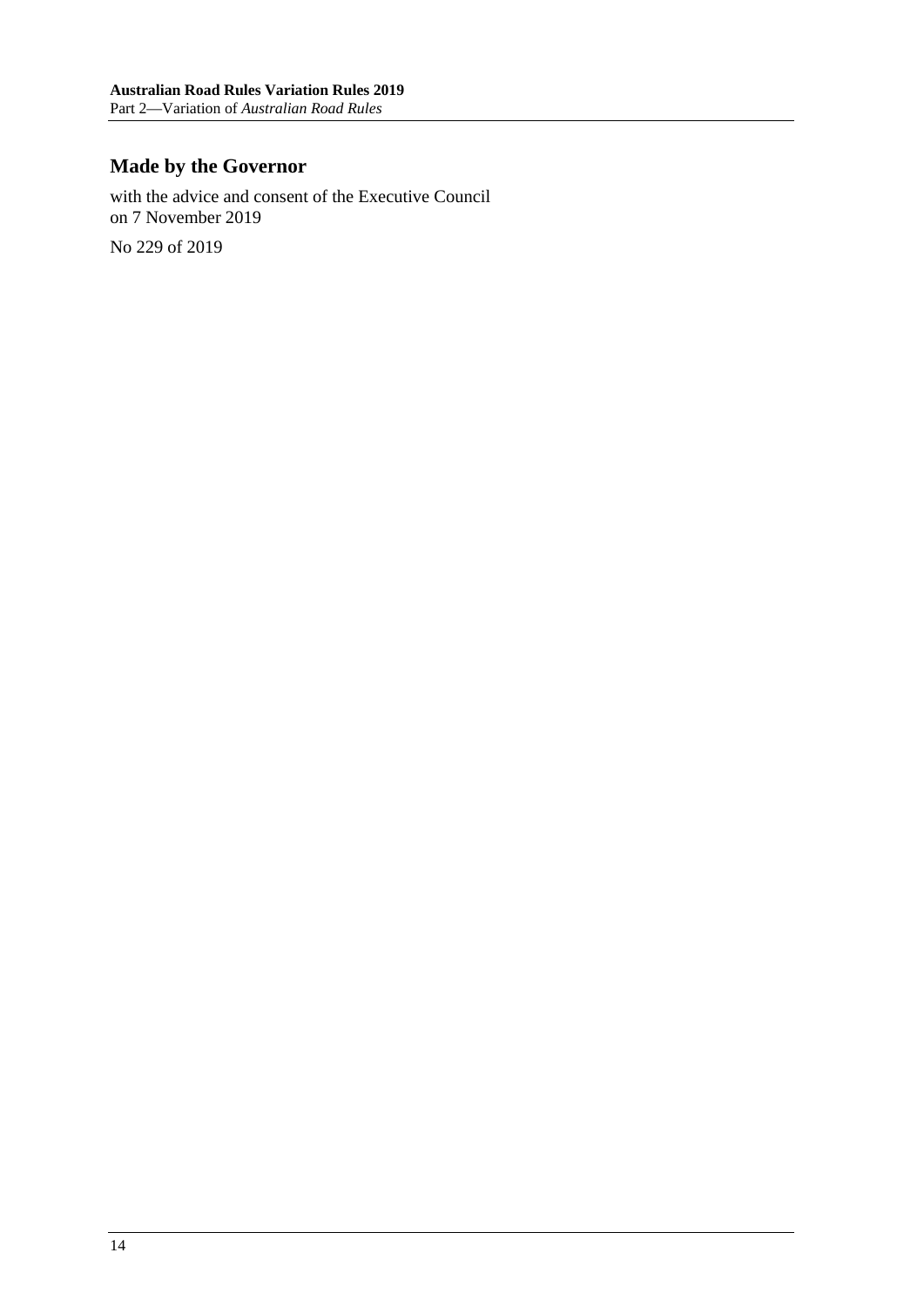## Made by the Governor

with the advice and consent of the Executive Council
on 7 November 2019

No 229 of 2019